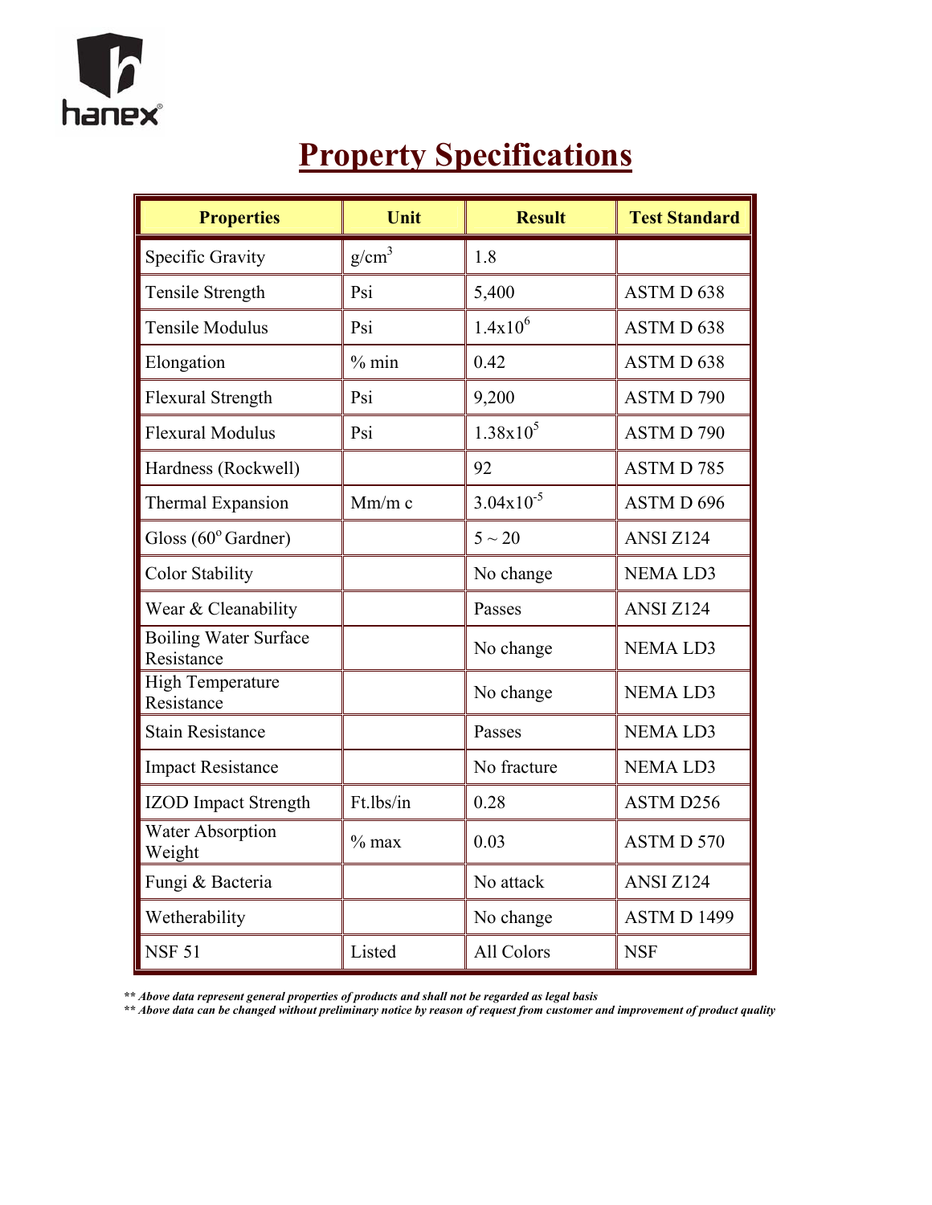hanex

# Property Specifications

| Properties | Unit | Result | Test Standard |
|---|---|---|---|
| Specific Gravity | $g/cm^3$ | 1.8 | |
| Tensile Strength | Psi | 5,400 | ASTM D 638 |
| Tensile Modulus | Psi | $1.4x10^6$ | ASTM D 638 |
| Elongation | % min | 0.42 | ASTM D 638 |
| Flexural Strength | Psi | 9,200 | ASTM D 790 |
| Flexural Modulus | Psi | $1.38x10^5$ | ASTM D 790 |
| Hardness (Rockwell) | | 92 | ASTM D 785 |
| Thermal Expansion | Mm/m c | $3.04x10^{-5}$ | ASTM D 696 |
| Gloss ($60^o$ Gardner) | | 5 ~ 20 | ANSI Z124 |
| Color Stability | | No change | NEMA LD3 |
| Wear & Cleanability | | Passes | ANSI Z124 |
| Boiling Water Surface Resistance | | No change | NEMA LD3 |
| High Temperature Resistance | | No change | NEMA LD3 |
| Stain Resistance | | Passes | NEMA LD3 |
| Impact Resistance | | No fracture | NEMA LD3 |
| IZOD Impact Strength | Ft.lbs/in | 0.28 | ASTM D256 |
| Water Absorption Weight | % max | 0.03 | ASTM D 570 |
| Fungi & Bacteria | | No attack | ANSI Z124 |
| Wetherability | | No change | ASTM D 1499 |
| NSF 51 | Listed | All Colors | NSF |

***\*\* Above data represent general properties of products and shall not be regarded as legal basis***

***\*\* Above data can be changed without preliminary notice by reason of request from customer and improvement of product quality***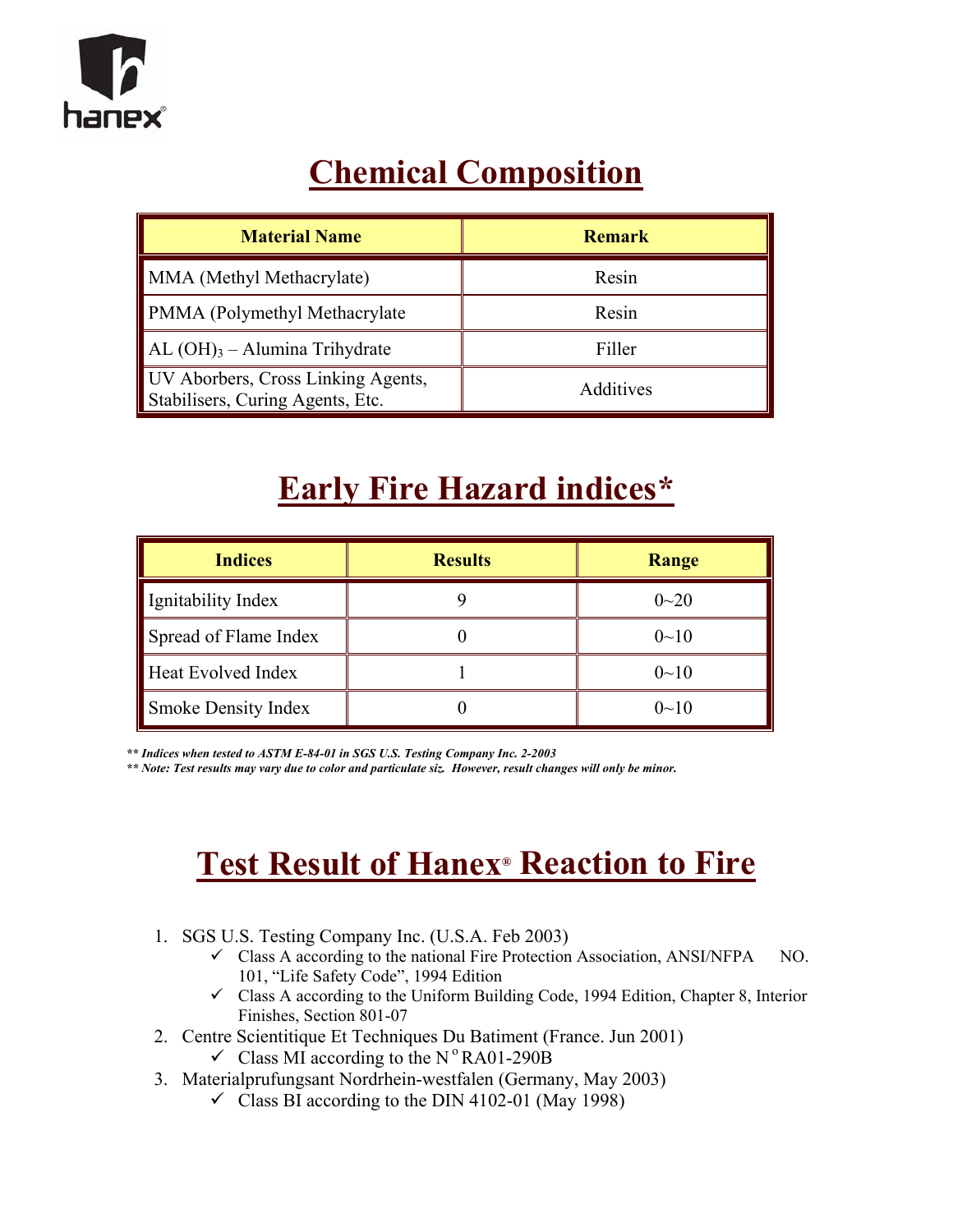# Chemical Composition

| Material Name | Remark |
|---|---|
| MMA (Methyl Methacrylate) | Resin |
| PMMA (Polymethyl Methacrylate | Resin |
| AL $(OH)_3$ – Alumina Trihydrate | Filler |
| UV Aborbers, Cross Linking Agents, Stabilisers, Curing Agents, Etc. | Additives |

# Early Fire Hazard indices*

| Indices | Results | Range |
|---|---|---|
| Ignitability Index | 9 | 0~20 |
| Spread of Flame Index | 0 | 0~10 |
| Heat Evolved Index | 1 | 0~10 |
| Smoke Density Index | 0 | 0~10 |

***\*\* Indices when tested to ASTM E-84-01 in SGS U.S. Testing Company Inc. 2-2003***
***\*\* Note: Test results may vary due to color and particulate siz. However, result changes will only be minor.***

# Test Result of Hanex® Reaction to Fire

1. SGS U.S. Testing Company Inc. (U.S.A. Feb 2003)
   - ✓ Class A according to the national Fire Protection Association, ANSI/NFPA NO. 101, "Life Safety Code", 1994 Edition
   - ✓ Class A according to the Uniform Building Code, 1994 Edition, Chapter 8, Interior Finishes, Section 801-07
2. Centre Scientitique Et Techniques Du Batiment (France. Jun 2001)
   - ✓ Class MI according to the N° RA01-290B
3. Materialprufungsant Nordrhein-westfalen (Germany, May 2003)
   - ✓ Class BI according to the DIN 4102-01 (May 1998)